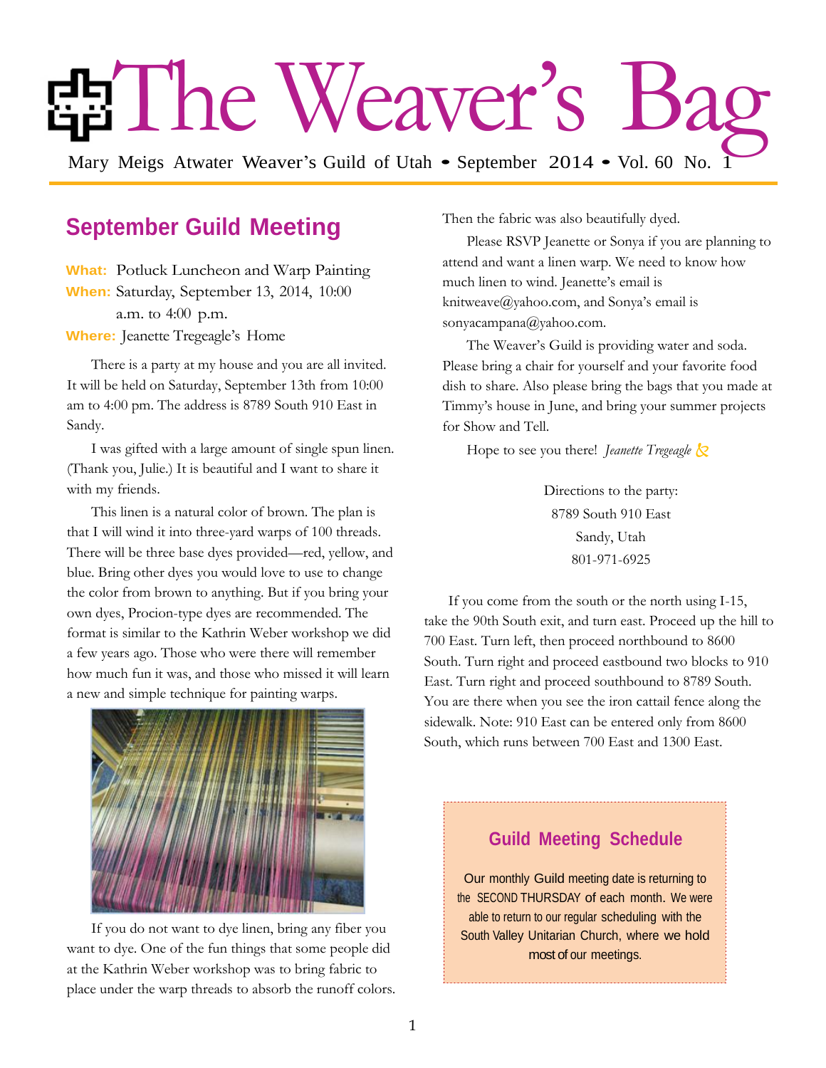# The Weaver's Bag

Mary Meigs Atwater Weaver's Guild of Utah • September 2014 • Vol. 60 No. 1

## September Guild Meeting

**What:** Potluck Luncheon and Warp Painting
**When:** Saturday, September 13, 2014, 10:00 a.m. to 4:00 p.m.
**Where:** Jeanette Tregeagle's Home

There is a party at my house and you are all invited. It will be held on Saturday, September 13th from 10:00 am to 4:00 pm. The address is 8789 South 910 East in Sandy.

I was gifted with a large amount of single spun linen. (Thank you, Julie.) It is beautiful and I want to share it with my friends.

This linen is a natural color of brown. The plan is that I will wind it into three-yard warps of 100 threads. There will be three base dyes provided—red, yellow, and blue. Bring other dyes you would love to use to change the color from brown to anything. But if you bring your own dyes, Procion-type dyes are recommended. The format is similar to the Kathrin Weber workshop we did a few years ago. Those who were there will remember how much fun it was, and those who missed it will learn a new and simple technique for painting warps.

If you do not want to dye linen, bring any fiber you want to dye. One of the fun things that some people did at the Kathrin Weber workshop was to bring fabric to place under the warp threads to absorb the runoff colors. Then the fabric was also beautifully dyed.

Please RSVP Jeanette or Sonya if you are planning to attend and want a linen warp. We need to know how much linen to wind. Jeanette's email is knitweave@yahoo.com, and Sonya's email is sonyacampana@yahoo.com.

The Weaver's Guild is providing water and soda. Please bring a chair for yourself and your favorite food dish to share. Also please bring the bags that you made at Timmy's house in June, and bring your summer projects for Show and Tell.

Hope to see you there! *Jeanette Tregeagle*

Directions to the party:
8789 South 910 East
Sandy, Utah
801-971-6925

If you come from the south or the north using I-15, take the 90th South exit, and turn east. Proceed up the hill to 700 East. Turn left, then proceed northbound to 8600 South. Turn right and proceed eastbound two blocks to 910 East. Turn right and proceed southbound to 8789 South. You are there when you see the iron cattail fence along the sidewalk. Note: 910 East can be entered only from 8600 South, which runs between 700 East and 1300 East.

### Guild Meeting Schedule

Our monthly Guild meeting date is returning to the SECOND THURSDAY of each month. We were able to return to our regular scheduling with the South Valley Unitarian Church, where we hold most of our meetings.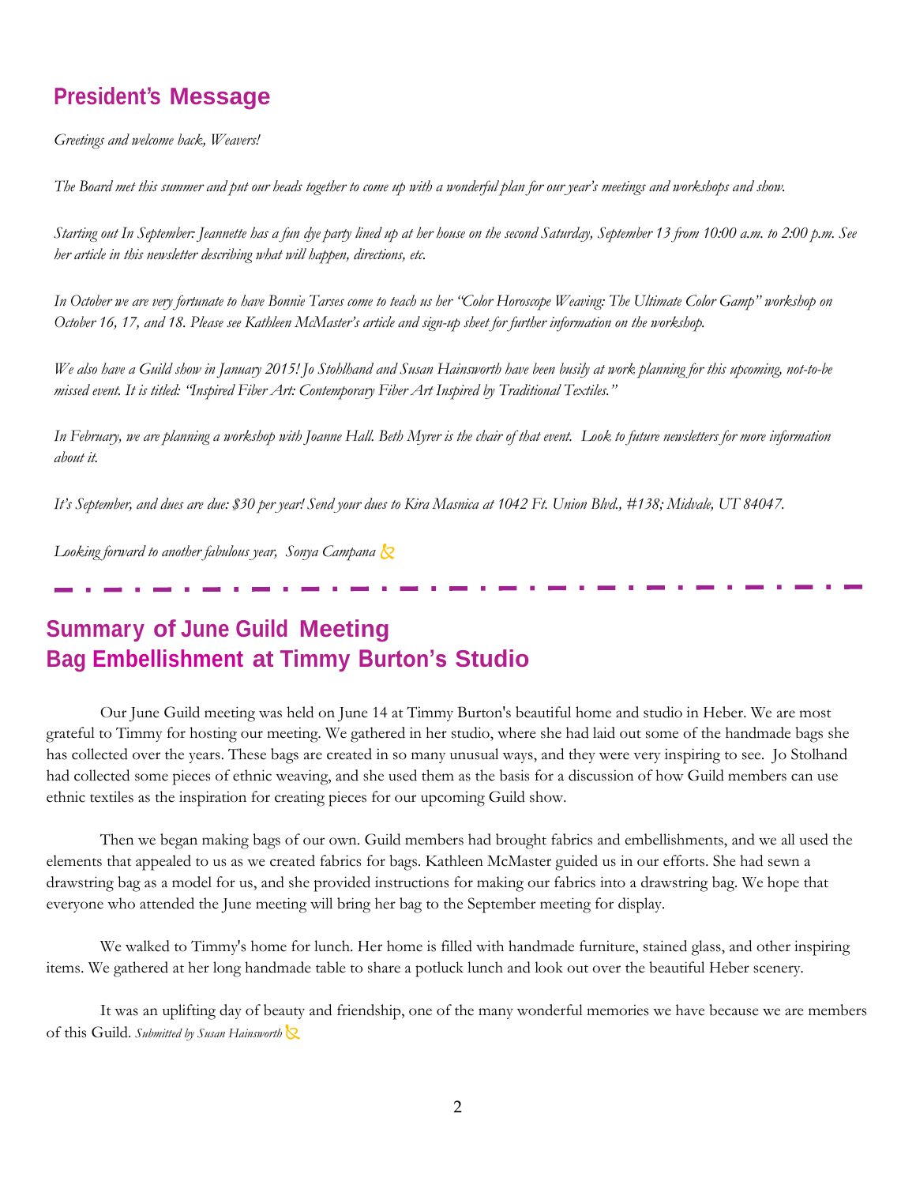## President's Message

*Greetings and welcome back, Weavers!*

*The Board met this summer and put our heads together to come up with a wonderful plan for our year's meetings and workshops and show.*

*Starting out In September: Jeannette has a fun dye party lined up at her house on the second Saturday, September 13 from 10:00 a.m. to 2:00 p.m. See her article in this newsletter describing what will happen, directions, etc.*

*In October we are very fortunate to have Bonnie Tarses come to teach us her "Color Horoscope Weaving: The Ultimate Color Gamp" workshop on October 16, 17, and 18. Please see Kathleen McMaster's article and sign-up sheet for further information on the workshop.*

*We also have a Guild show in January 2015! Jo Stohlhand and Susan Hainsworth have been busily at work planning for this upcoming, not-to-be missed event. It is titled: "Inspired Fiber Art: Contemporary Fiber Art Inspired by Traditional Textiles."*

*In February, we are planning a workshop with Joanne Hall. Beth Myrer is the chair of that event. Look to future newsletters for more information about it.*

*It's September, and dues are due: $30 per year! Send your dues to Kira Masnica at 1042 Ft. Union Blvd., #138; Midvale, UT 84047.*

*Looking forward to another fabulous year, Sonya Campana*

---

## Summary of June Guild Meeting
## Bag Embellishment at Timmy Burton's Studio

Our June Guild meeting was held on June 14 at Timmy Burton's beautiful home and studio in Heber. We are most grateful to Timmy for hosting our meeting. We gathered in her studio, where she had laid out some of the handmade bags she has collected over the years. These bags are created in so many unusual ways, and they were very inspiring to see. Jo Stolhand had collected some pieces of ethnic weaving, and she used them as the basis for a discussion of how Guild members can use ethnic textiles as the inspiration for creating pieces for our upcoming Guild show.

Then we began making bags of our own. Guild members had brought fabrics and embellishments, and we all used the elements that appealed to us as we created fabrics for bags. Kathleen McMaster guided us in our efforts. She had sewn a drawstring bag as a model for us, and she provided instructions for making our fabrics into a drawstring bag. We hope that everyone who attended the June meeting will bring her bag to the September meeting for display.

We walked to Timmy's home for lunch. Her home is filled with handmade furniture, stained glass, and other inspiring items. We gathered at her long handmade table to share a potluck lunch and look out over the beautiful Heber scenery.

It was an uplifting day of beauty and friendship, one of the many wonderful memories we have because we are members of this Guild. *Submitted by Susan Hainsworth*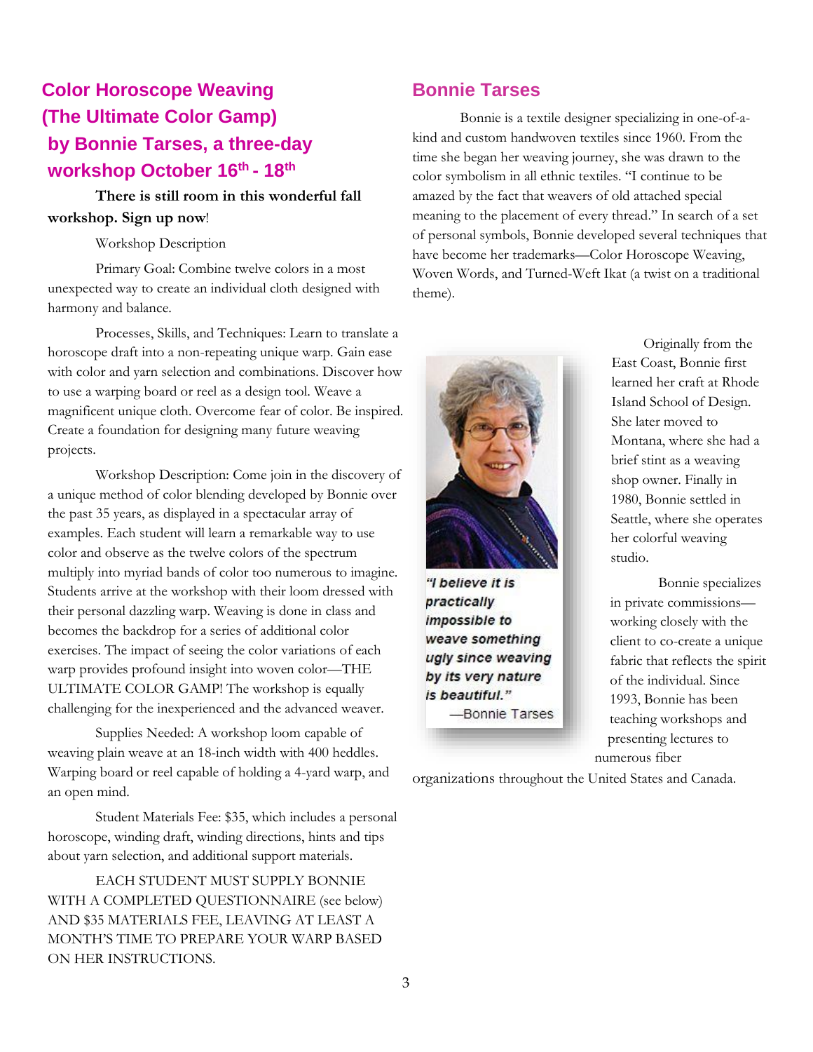## Color Horoscope Weaving (The Ultimate Color Gamp) by Bonnie Tarses, a three-day workshop October 16th - 18th

**There is still room in this wonderful fall workshop. Sign up now**!

Workshop Description

Primary Goal: Combine twelve colors in a most unexpected way to create an individual cloth designed with harmony and balance.

Processes, Skills, and Techniques: Learn to translate a horoscope draft into a non-repeating unique warp. Gain ease with color and yarn selection and combinations. Discover how to use a warping board or reel as a design tool. Weave a magnificent unique cloth. Overcome fear of color. Be inspired. Create a foundation for designing many future weaving projects.

Workshop Description: Come join in the discovery of a unique method of color blending developed by Bonnie over the past 35 years, as displayed in a spectacular array of examples. Each student will learn a remarkable way to use color and observe as the twelve colors of the spectrum multiply into myriad bands of color too numerous to imagine. Students arrive at the workshop with their loom dressed with their personal dazzling warp. Weaving is done in class and becomes the backdrop for a series of additional color exercises. The impact of seeing the color variations of each warp provides profound insight into woven color—THE ULTIMATE COLOR GAMP! The workshop is equally challenging for the inexperienced and the advanced weaver.

Supplies Needed: A workshop loom capable of weaving plain weave at an 18-inch width with 400 heddles. Warping board or reel capable of holding a 4-yard warp, and an open mind.

Student Materials Fee: $35, which includes a personal horoscope, winding draft, winding directions, hints and tips about yarn selection, and additional support materials.

EACH STUDENT MUST SUPPLY BONNIE WITH A COMPLETED QUESTIONNAIRE (see below) AND $35 MATERIALS FEE, LEAVING AT LEAST A MONTH'S TIME TO PREPARE YOUR WARP BASED ON HER INSTRUCTIONS.

## Bonnie Tarses

Bonnie is a textile designer specializing in one-of-a-kind and custom handwoven textiles since 1960. From the time she began her weaving journey, she was drawn to the color symbolism in all ethnic textiles. "I continue to be amazed by the fact that weavers of old attached special meaning to the placement of every thread." In search of a set of personal symbols, Bonnie developed several techniques that have become her trademarks—Color Horoscope Weaving, Woven Words, and Turned-Weft Ikat (a twist on a traditional theme).

***"I believe it is practically impossible to weave something ugly since weaving by its very nature is beautiful."***
—Bonnie Tarses

Originally from the East Coast, Bonnie first learned her craft at Rhode Island School of Design. She later moved to Montana, where she had a brief stint as a weaving shop owner. Finally in 1980, Bonnie settled in Seattle, where she operates her colorful weaving studio.

Bonnie specializes in private commissions—working closely with the client to co-create a unique fabric that reflects the spirit of the individual. Since 1993, Bonnie has been teaching workshops and presenting lectures to numerous fiber organizations throughout the United States and Canada.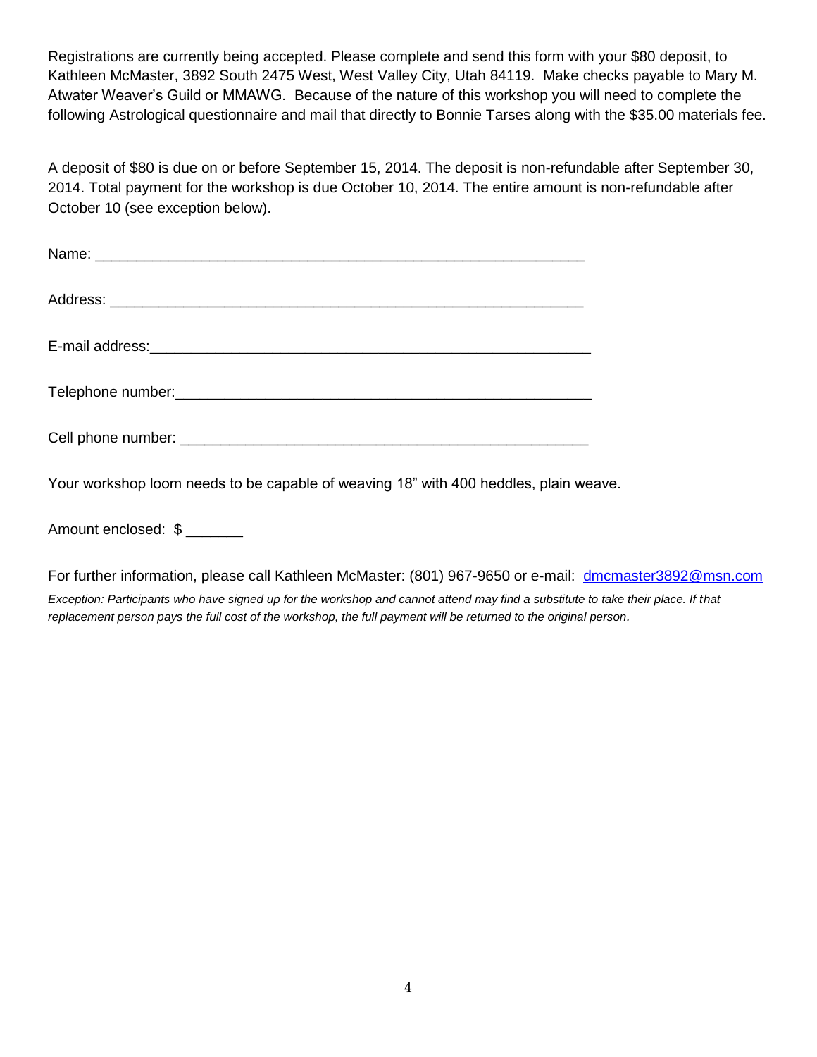Registrations are currently being accepted. Please complete and send this form with your $80 deposit, to Kathleen McMaster, 3892 South 2475 West, West Valley City, Utah 84119. Make checks payable to Mary M. Atwater Weaver's Guild or MMAWG. Because of the nature of this workshop you will need to complete the following Astrological questionnaire and mail that directly to Bonnie Tarses along with the $35.00 materials fee.

A deposit of $80 is due on or before September 15, 2014. The deposit is non-refundable after September 30, 2014. Total payment for the workshop is due October 10, 2014. The entire amount is non-refundable after October 10 (see exception below).

Name: ___________________________________________________________

Address: _________________________________________________________

E-mail address:_____________________________________________________

Telephone number:__________________________________________________

Cell phone number: _________________________________________________

Your workshop loom needs to be capable of weaving 18" with 400 heddles, plain weave.

Amount enclosed: $ _______

For further information, please call Kathleen McMaster: (801) 967-9650 or e-mail: dmcmaster3892@msn.com

*Exception: Participants who have signed up for the workshop and cannot attend may find a substitute to take their place. If that replacement person pays the full cost of the workshop, the full payment will be returned to the original person.*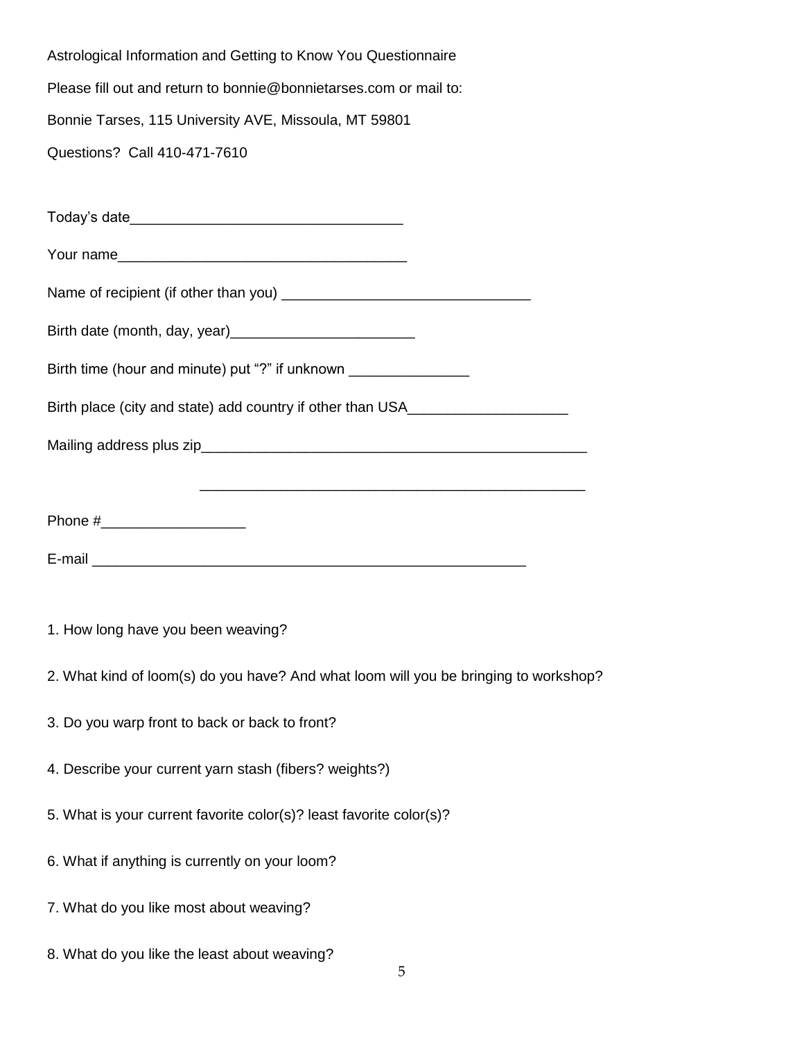Astrological Information and Getting to Know You Questionnaire

Please fill out and return to bonnie@bonnietarses.com or mail to:

Bonnie Tarses, 115 University AVE, Missoula, MT 59801

Questions? Call 410-471-7610

Today's date\_\_\_\_\_\_\_\_\_\_\_\_\_\_\_\_\_\_\_\_\_\_\_\_\_\_\_\_\_\_\_\_\_\_

Your name\_\_\_\_\_\_\_\_\_\_\_\_\_\_\_\_\_\_\_\_\_\_\_\_\_\_\_\_\_\_\_\_\_\_\_\_

Name of recipient (if other than you) \_\_\_\_\_\_\_\_\_\_\_\_\_\_\_\_\_\_\_\_\_\_\_\_\_\_\_\_\_\_

Birth date (month, day, year)\_\_\_\_\_\_\_\_\_\_\_\_\_\_\_\_\_\_\_\_\_\_\_

Birth time (hour and minute) put "?" if unknown \_\_\_\_\_\_\_\_\_\_\_\_\_\_\_

Birth place (city and state) add country if other than USA\_\_\_\_\_\_\_\_\_\_\_\_\_\_\_\_\_\_\_\_

Mailing address plus zip\_\_\_\_\_\_\_\_\_\_\_\_\_\_\_\_\_\_\_\_\_\_\_\_\_\_\_\_\_\_\_\_\_\_\_\_\_\_\_\_\_\_\_\_\_\_\_\_

\_\_\_\_\_\_\_\_\_\_\_\_\_\_\_\_\_\_\_\_\_\_\_\_\_\_\_\_\_\_\_\_\_\_\_\_\_\_\_\_\_\_\_\_\_\_\_\_

Phone #\_\_\_\_\_\_\_\_\_\_\_\_\_\_\_\_\_\_

E-mail \_\_\_\_\_\_\_\_\_\_\_\_\_\_\_\_\_\_\_\_\_\_\_\_\_\_\_\_\_\_\_\_\_\_\_\_\_\_\_\_\_\_\_\_\_\_\_\_\_\_\_\_

1. How long have you been weaving?

2. What kind of loom(s) do you have? And what loom will you be bringing to workshop?

3. Do you warp front to back or back to front?

4. Describe your current yarn stash (fibers? weights?)

5. What is your current favorite color(s)? least favorite color(s)?

6. What if anything is currently on your loom?

7. What do you like most about weaving?

8. What do you like the least about weaving?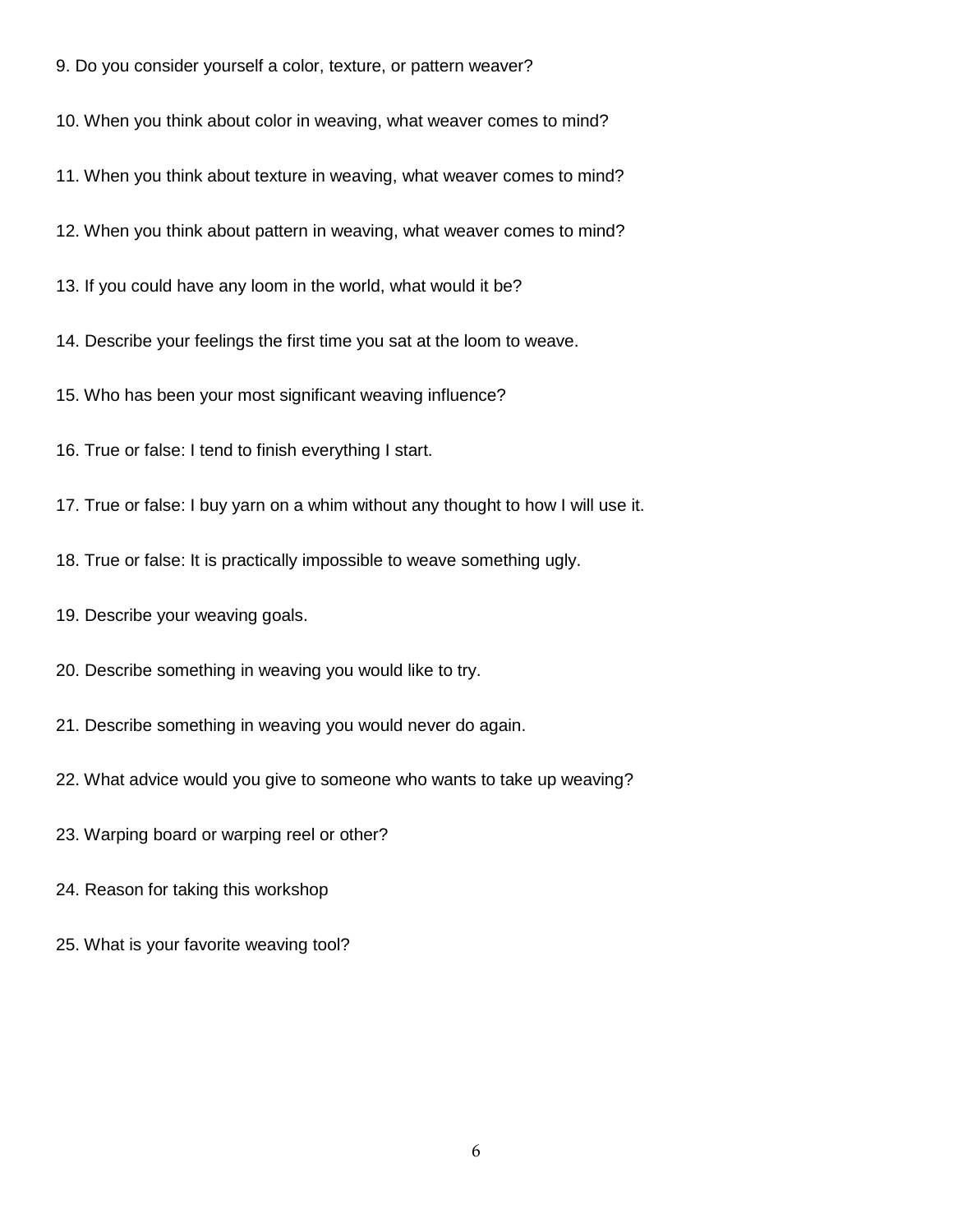9. Do you consider yourself a color, texture, or pattern weaver?

10. When you think about color in weaving, what weaver comes to mind?

11. When you think about texture in weaving, what weaver comes to mind?

12. When you think about pattern in weaving, what weaver comes to mind?

13. If you could have any loom in the world, what would it be?

14. Describe your feelings the first time you sat at the loom to weave.

15. Who has been your most significant weaving influence?

16. True or false: I tend to finish everything I start.

17. True or false: I buy yarn on a whim without any thought to how I will use it.

18. True or false: It is practically impossible to weave something ugly.

19. Describe your weaving goals.

20. Describe something in weaving you would like to try.

21. Describe something in weaving you would never do again.

22. What advice would you give to someone who wants to take up weaving?

23. Warping board or warping reel or other?

24. Reason for taking this workshop

25. What is your favorite weaving tool?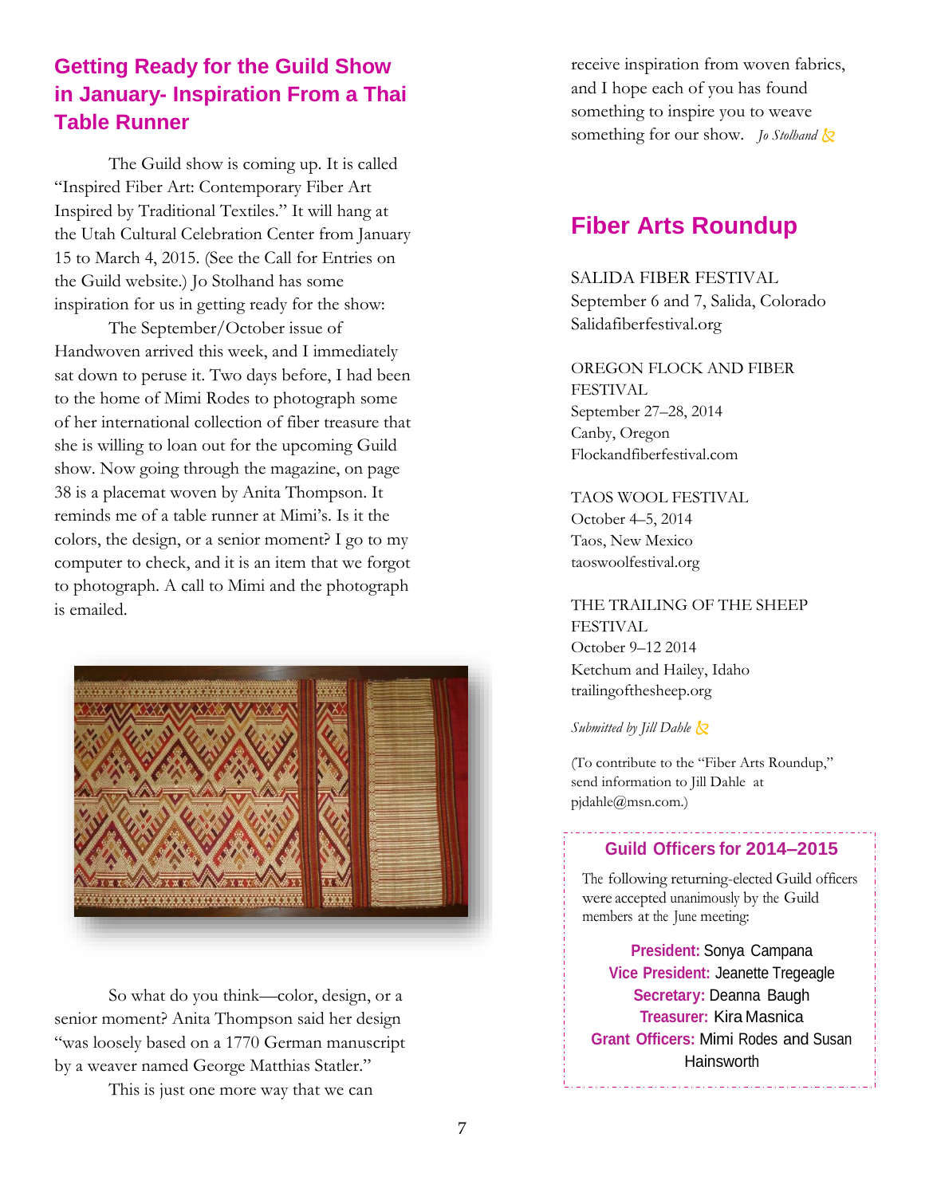## Getting Ready for the Guild Show in January- Inspiration From a Thai Table Runner

The Guild show is coming up. It is called "Inspired Fiber Art: Contemporary Fiber Art Inspired by Traditional Textiles." It will hang at the Utah Cultural Celebration Center from January 15 to March 4, 2015. (See the Call for Entries on the Guild website.) Jo Stolhand has some inspiration for us in getting ready for the show:

The September/October issue of Handwoven arrived this week, and I immediately sat down to peruse it. Two days before, I had been to the home of Mimi Rodes to photograph some of her international collection of fiber treasure that she is willing to loan out for the upcoming Guild show. Now going through the magazine, on page 38 is a placemat woven by Anita Thompson. It reminds me of a table runner at Mimi's. Is it the colors, the design, or a senior moment? I go to my computer to check, and it is an item that we forgot to photograph. A call to Mimi and the photograph is emailed.

So what do you think—color, design, or a senior moment? Anita Thompson said her design "was loosely based on a 1770 German manuscript by a weaver named George Matthias Statler."

This is just one more way that we can receive inspiration from woven fabrics, and I hope each of you has found something to inspire you to weave something for our show. *Jo Stolhand*

## Fiber Arts Roundup

SALIDA FIBER FESTIVAL
September 6 and 7, Salida, Colorado
Salidafiberfestival.org

OREGON FLOCK AND FIBER FESTIVAL
September 27–28, 2014
Canby, Oregon
Flockandfiberfestival.com

TAOS WOOL FESTIVAL
October 4–5, 2014
Taos, New Mexico
taoswoolfestival.org

THE TRAILING OF THE SHEEP FESTIVAL
October 9–12 2014
Ketchum and Hailey, Idaho
trailingofthesheep.org

*Submitted by Jill Dahle*

(To contribute to the "Fiber Arts Roundup," send information to Jill Dahle at pjdahle@msn.com.)

### Guild Officers for 2014–2015

The following returning-elected Guild officers were accepted unanimously by the Guild members at the June meeting:

**President:** Sonya Campana
**Vice President:** Jeanette Tregeagle
**Secretary:** Deanna Baugh
**Treasurer:** Kira Masnica
**Grant Officers:** Mimi Rodes and Susan Hainsworth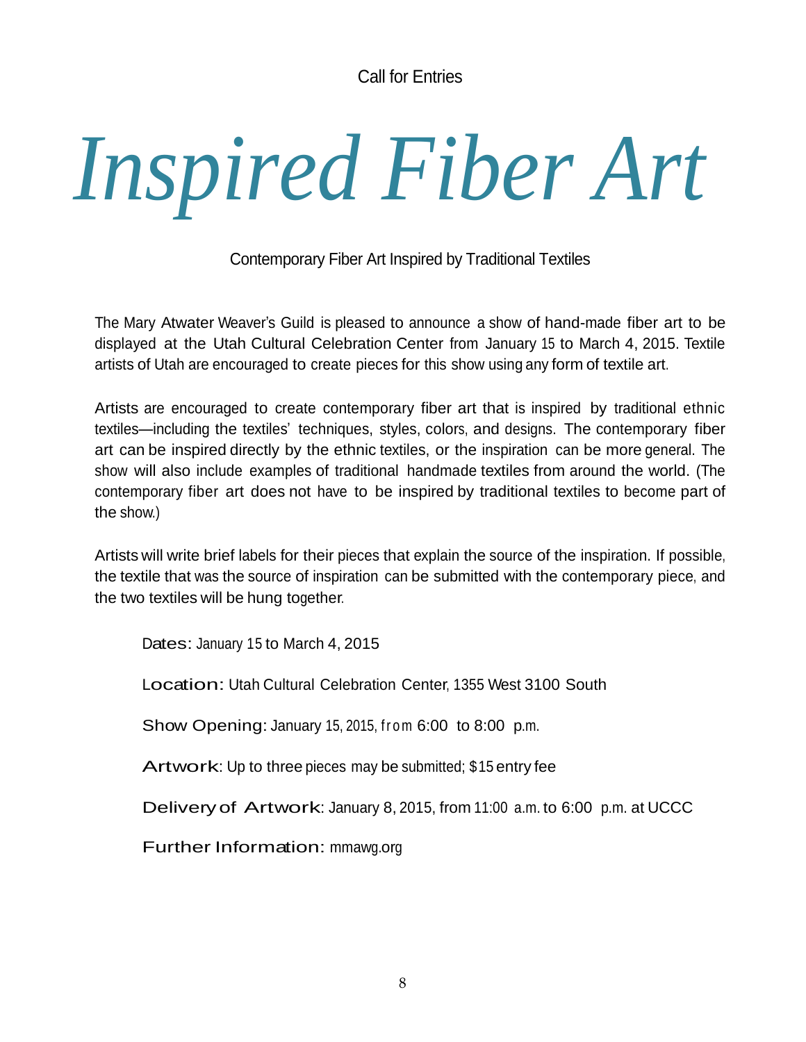Call for Entries

# *Inspired Fiber Art*

Contemporary Fiber Art Inspired by Traditional Textiles

The Mary Atwater Weaver's Guild is pleased to announce a show of hand-made fiber art to be displayed at the Utah Cultural Celebration Center from January 15 to March 4, 2015. Textile artists of Utah are encouraged to create pieces for this show using any form of textile art.

Artists are encouraged to create contemporary fiber art that is inspired by traditional ethnic textiles—including the textiles' techniques, styles, colors, and designs. The contemporary fiber art can be inspired directly by the ethnic textiles, or the inspiration can be more general. The show will also include examples of traditional handmade textiles from around the world. (The contemporary fiber art does not have to be inspired by traditional textiles to become part of the show.)

Artists will write brief labels for their pieces that explain the source of the inspiration. If possible, the textile that was the source of inspiration can be submitted with the contemporary piece, and the two textiles will be hung together.

Dates: January 15 to March 4, 2015

Location: Utah Cultural Celebration Center, 1355 West 3100 South

Show Opening: January 15, 2015, from 6:00 to 8:00 p.m.

Artwork: Up to three pieces may be submitted; $15 entry fee

Delivery of Artwork: January 8, 2015, from 11:00 a.m. to 6:00 p.m. at UCCC

Further Information: mmawg.org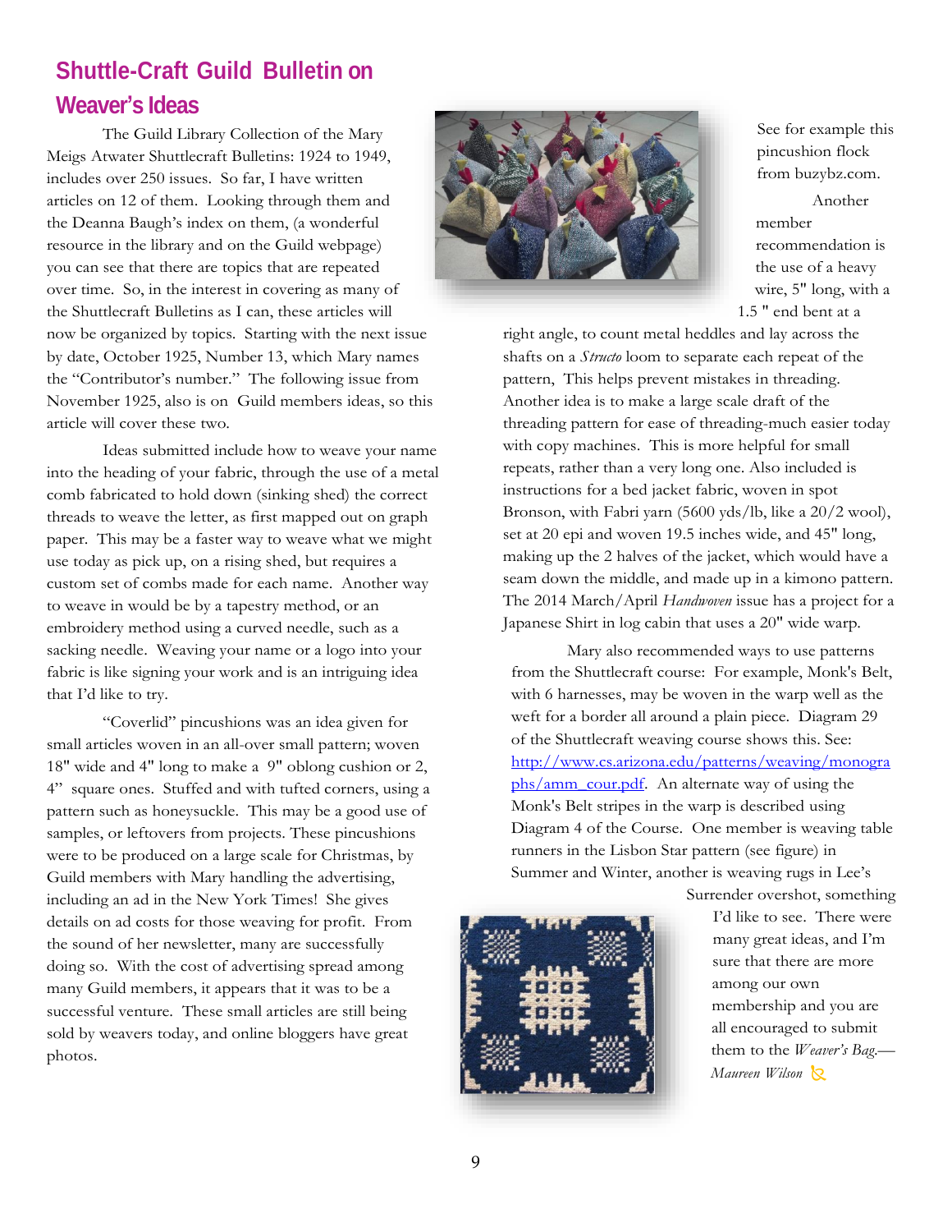## Shuttle-Craft Guild Bulletin on Weaver's Ideas

The Guild Library Collection of the Mary Meigs Atwater Shuttlecraft Bulletins: 1924 to 1949, includes over 250 issues. So far, I have written articles on 12 of them. Looking through them and the Deanna Baugh's index on them, (a wonderful resource in the library and on the Guild webpage) you can see that there are topics that are repeated over time. So, in the interest in covering as many of the Shuttlecraft Bulletins as I can, these articles will now be organized by topics. Starting with the next issue by date, October 1925, Number 13, which Mary names the "Contributor's number." The following issue from November 1925, also is on Guild members ideas, so this article will cover these two.

Ideas submitted include how to weave your name into the heading of your fabric, through the use of a metal comb fabricated to hold down (sinking shed) the correct threads to weave the letter, as first mapped out on graph paper. This may be a faster way to weave what we might use today as pick up, on a rising shed, but requires a custom set of combs made for each name. Another way to weave in would be by a tapestry method, or an embroidery method using a curved needle, such as a sacking needle. Weaving your name or a logo into your fabric is like signing your work and is an intriguing idea that I'd like to try.

"Coverlid" pincushions was an idea given for small articles woven in an all-over small pattern; woven 18" wide and 4" long to make a 9" oblong cushion or 2, 4" square ones. Stuffed and with tufted corners, using a pattern such as honeysuckle. This may be a good use of samples, or leftovers from projects. These pincushions were to be produced on a large scale for Christmas, by Guild members with Mary handling the advertising, including an ad in the New York Times! She gives details on ad costs for those weaving for profit. From the sound of her newsletter, many are successfully doing so. With the cost of advertising spread among many Guild members, it appears that it was to be a successful venture. These small articles are still being sold by weavers today, and online bloggers have great photos.

See for example this pincushion flock from buzybz.com.

Another member recommendation is the use of a heavy wire, 5" long, with a 1.5 " end bent at a right angle, to count metal heddles and lay across the shafts on a *Structo* loom to separate each repeat of the pattern, This helps prevent mistakes in threading. Another idea is to make a large scale draft of the threading pattern for ease of threading-much easier today with copy machines. This is more helpful for small repeats, rather than a very long one. Also included is instructions for a bed jacket fabric, woven in spot Bronson, with Fabri yarn (5600 yds/lb, like a 20/2 wool), set at 20 epi and woven 19.5 inches wide, and 45" long, making up the 2 halves of the jacket, which would have a seam down the middle, and made up in a kimono pattern. The 2014 March/April *Handwoven* issue has a project for a Japanese Shirt in log cabin that uses a 20" wide warp.

Mary also recommended ways to use patterns from the Shuttlecraft course: For example, Monk's Belt, with 6 harnesses, may be woven in the warp well as the weft for a border all around a plain piece. Diagram 29 of the Shuttlecraft weaving course shows this. See: http://www.cs.arizona.edu/patterns/weaving/monographs/amm_cour.pdf. An alternate way of using the Monk's Belt stripes in the warp is described using Diagram 4 of the Course. One member is weaving table runners in the Lisbon Star pattern (see figure) in Summer and Winter, another is weaving rugs in Lee's Surrender overshot, something I'd like to see. There were many great ideas, and I'm sure that there are more among our own membership and you are all encouraged to submit them to the *Weaver's Bag.*—*Maureen Wilson*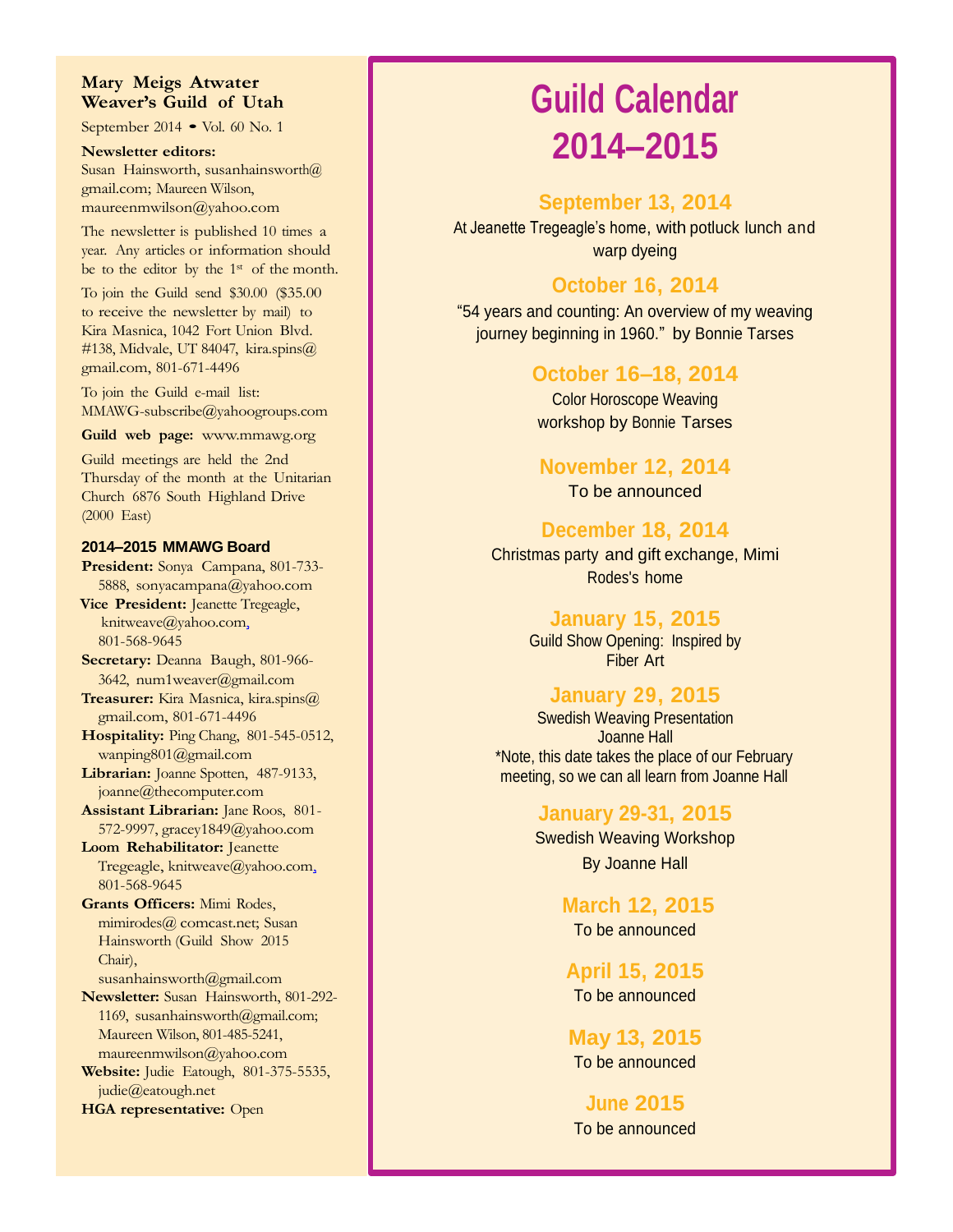**Mary Meigs Atwater Weaver's Guild of Utah**

September 2014 • Vol. 60 No. 1

**Newsletter editors:**
Susan Hainsworth, susanhainsworth@gmail.com; Maureen Wilson, maureenmwilson@yahoo.com

The newsletter is published 10 times a year. Any articles or information should be to the editor by the 1st of the month.

To join the Guild send $30.00 ($35.00 to receive the newsletter by mail) to Kira Masnica, 1042 Fort Union Blvd. #138, Midvale, UT 84047, kira.spins@gmail.com, 801-671-4496

To join the Guild e-mail list: MMAWG-subscribe@yahoogroups.com

**Guild web page:** www.mmawg.org

Guild meetings are held the 2nd Thursday of the month at the Unitarian Church 6876 South Highland Drive (2000 East)

**2014–2015 MMAWG Board**

**President:** Sonya Campana, 801-733-5888, sonyacampana@yahoo.com

**Vice President:** Jeanette Tregeagle, knitweave@yahoo.com, 801-568-9645

**Secretary:** Deanna Baugh, 801-966-3642, num1weaver@gmail.com

**Treasurer:** Kira Masnica, kira.spins@gmail.com, 801-671-4496

**Hospitality:** Ping Chang, 801-545-0512, wanping801@gmail.com

**Librarian:** Joanne Spotten, 487-9133, joanne@thecomputer.com

**Assistant Librarian:** Jane Roos, 801-572-9997, gracey1849@yahoo.com

**Loom Rehabilitator:** Jeanette Tregeagle, knitweave@yahoo.com, 801-568-9645

**Grants Officers:** Mimi Rodes, mimirodes@ comcast.net; Susan Hainsworth (Guild Show 2015 Chair), susanhainsworth@gmail.com

**Newsletter:** Susan Hainsworth, 801-292-1169, susanhainsworth@gmail.com; Maureen Wilson, 801-485-5241, maureenmwilson@yahoo.com

**Website:** Judie Eatough, 801-375-5535, judie@eatough.net

**HGA representative:** Open

# Guild Calendar 2014–2015

## September 13, 2014
At Jeanette Tregeagle's home, with potluck lunch and warp dyeing

## October 16, 2014
"54 years and counting: An overview of my weaving journey beginning in 1960." by Bonnie Tarses

## October 16–18, 2014
Color Horoscope Weaving workshop by Bonnie Tarses

## November 12, 2014
To be announced

## December 18, 2014
Christmas party and gift exchange, Mimi Rodes's home

## January 15, 2015
Guild Show Opening: Inspired by Fiber Art

## January 29, 2015
Swedish Weaving Presentation
Joanne Hall
*Note, this date takes the place of our February meeting, so we can all learn from Joanne Hall

## January 29-31, 2015
Swedish Weaving Workshop
By Joanne Hall

## March 12, 2015
To be announced

## April 15, 2015
To be announced

## May 13, 2015
To be announced

## June 2015
To be announced